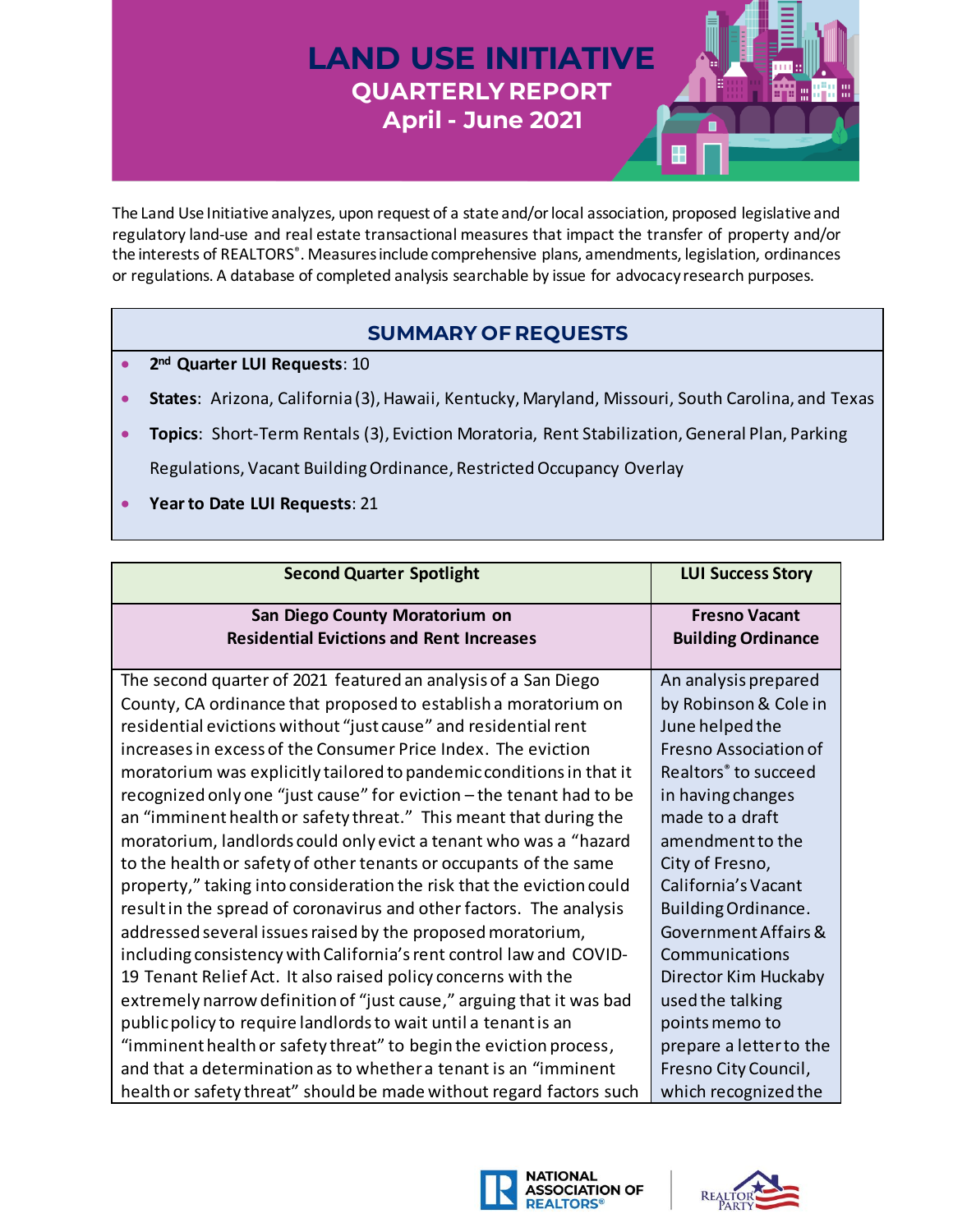# LAND USE INITIATIVE

## QUARTERLY REPORT

## April - June 2021

The Land Use Initiative analyzes, upon request of a state and/or local association, proposed legislative and regulatory land-use and real estate transactional measures that impact the transfer of property and/or the interests of REALTORS®. Measures include comprehensive plans, amendments, legislation, ordinances or regulations. A database of completed analysis searchable by issue for advocacy research purposes.

### SUMMARY OF REQUESTS

- **2nd Quarter LUI Requests**: 10
- **States**: Arizona, California (3), Hawaii, Kentucky, Maryland, Missouri, South Carolina, and Texas
- **Topics**: Short-Term Rentals (3), Eviction Moratoria, Rent Stabilization, General Plan, Parking Regulations, Vacant Building Ordinance, Restricted Occupancy Overlay
- **Year to Date LUI Requests**: 21

| Second Quarter Spotlight | LUI Success Story |
|---|---|
| **San Diego County Moratorium on Residential Evictions and Rent Increases** | **Fresno Vacant Building Ordinance** |
| The second quarter of 2021 featured an analysis of a San Diego County, CA ordinance that proposed to establish a moratorium on residential evictions without "just cause" and residential rent increases in excess of the Consumer Price Index. The eviction moratorium was explicitly tailored to pandemic conditions in that it recognized only one "just cause" for eviction – the tenant had to be an "imminent health or safety threat." This meant that during the moratorium, landlords could only evict a tenant who was a "hazard to the health or safety of other tenants or occupants of the same property," taking into consideration the risk that the eviction could result in the spread of coronavirus and other factors. The analysis addressed several issues raised by the proposed moratorium, including consistency with California's rent control law and COVID-19 Tenant Relief Act. It also raised policy concerns with the extremely narrow definition of "just cause," arguing that it was bad public policy to require landlords to wait until a tenant is an "imminent health or safety threat" to begin the eviction process, and that a determination as to whether a tenant is an "imminent health or safety threat" should be made without regard factors such | An analysis prepared by Robinson & Cole in June helped the Fresno Association of Realtors® to succeed in having changes made to a draft amendment to the City of Fresno, California's Vacant Building Ordinance. Government Affairs & Communications Director Kim Huckaby used the talking points memo to prepare a letter to the Fresno City Council, which recognized the |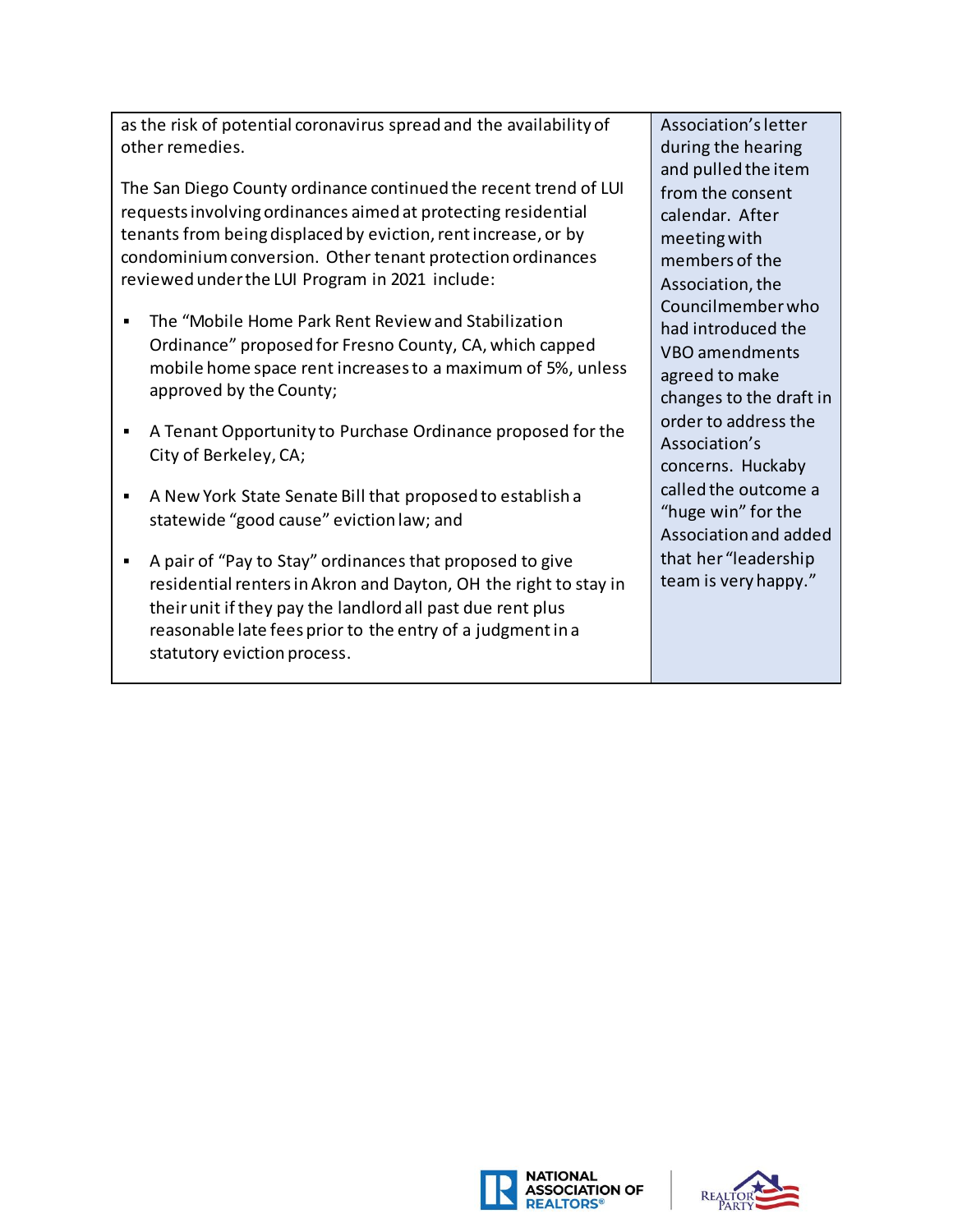| | |
|---|---|
| as the risk of potential coronavirus spread and the availability of other remedies.<br><br>The San Diego County ordinance continued the recent trend of LUI requests involving ordinances aimed at protecting residential tenants from being displaced by eviction, rent increase, or by condominium conversion. Other tenant protection ordinances reviewed under the LUI Program in 2021 include:<br><br>▪ The "Mobile Home Park Rent Review and Stabilization Ordinance" proposed for Fresno County, CA, which capped mobile home space rent increases to a maximum of 5%, unless approved by the County;<br><br>▪ A Tenant Opportunity to Purchase Ordinance proposed for the City of Berkeley, CA;<br><br>▪ A New York State Senate Bill that proposed to establish a statewide "good cause" eviction law; and<br><br>▪ A pair of "Pay to Stay" ordinances that proposed to give residential renters in Akron and Dayton, OH the right to stay in their unit if they pay the landlord all past due rent plus reasonable late fees prior to the entry of a judgment in a statutory eviction process. | Association's letter during the hearing and pulled the item from the consent calendar. After meeting with members of the Association, the Councilmember who had introduced the VBO amendments agreed to make changes to the draft in order to address the Association's concerns. Huckaby called the outcome a "huge win" for the Association and added that her "leadership team is very happy." |